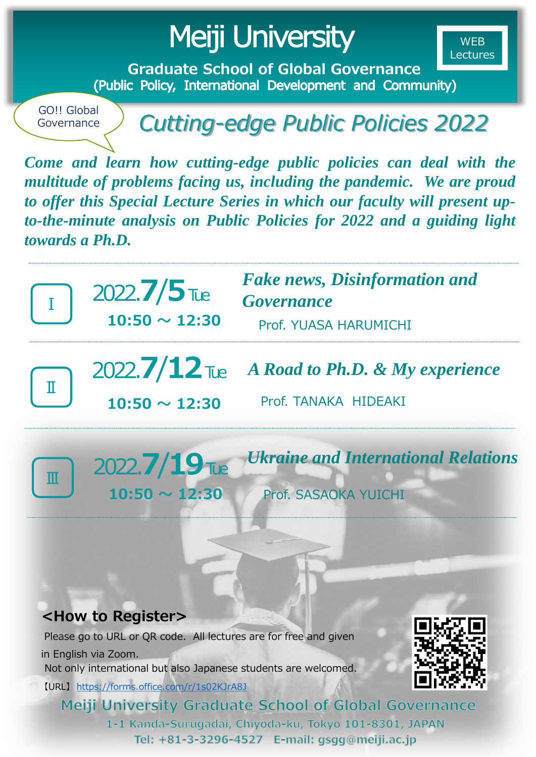# Meiji University

WEB Lectures

**Graduate School of Global Governance**
**(Public Policy, International Development and Community)**

GO!! Global Governance

## *Cutting-edge Public Policies 2022*

***Come and learn how cutting-edge public policies can deal with the multitude of problems facing us, including the pandemic. We are proud to offer this Special Lecture Series in which our faculty will present up-to-the-minute analysis on Public Policies for 2022 and a guiding light towards a Ph.D.***

---

**Ⅰ** 2022.**7/5** Tue
**10:50 ～ 12:30**

***Fake news, Disinformation and Governance***
Prof. YUASA HARUMICHI

---

**Ⅱ** 2022.**7/12** Tue
**10:50 ～ 12:30**

***A Road to Ph.D. & My experience***
Prof. TANAKA HIDEAKI

---

**Ⅲ** 2022.**7/19** Tue
**10:50 ～ 12:30**

***Ukraine and International Relations***
Prof. SASAOKA YUICHI

---

### <How to Register>

Please go to URL or QR code. All lectures are for free and given in English via Zoom.
Not only international but also Japanese students are welcomed.

【URL】 https://forms.office.com/r/1s02KJrA8J

Meiji University Graduate School of Global Governance
1-1 Kanda-Surugadai, Chiyoda-ku, Tokyo 101-8301, JAPAN
Tel: +81-3-3296-4527 E-mail: gsgg@meiji.ac.jp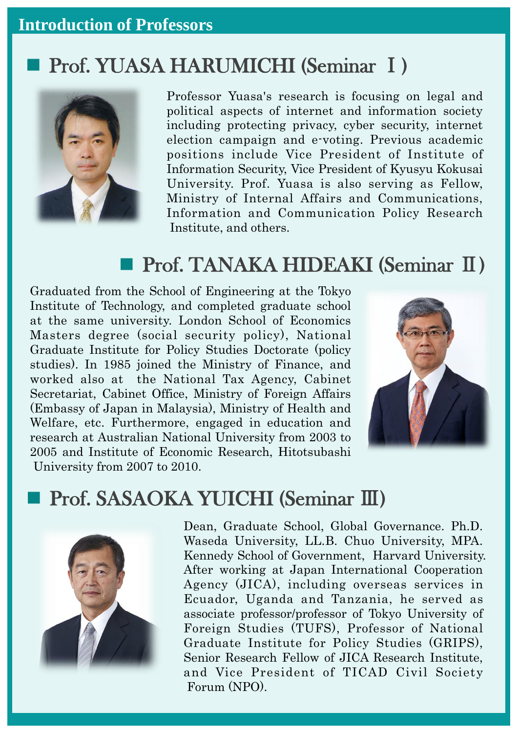# Introduction of Professors

## Prof. YUASA HARUMICHI (Seminar Ⅰ)

Professor Yuasa's research is focusing on legal and political aspects of internet and information society including protecting privacy, cyber security, internet election campaign and e-voting. Previous academic positions include Vice President of Institute of Information Security, Vice President of Kyusyu Kokusai University. Prof. Yuasa is also serving as Fellow, Ministry of Internal Affairs and Communications, Information and Communication Policy Research Institute, and others.

## Prof. TANAKA HIDEAKI (Seminar Ⅱ)

Graduated from the School of Engineering at the Tokyo Institute of Technology, and completed graduate school at the same university. London School of Economics Masters degree (social security policy), National Graduate Institute for Policy Studies Doctorate (policy studies). In 1985 joined the Ministry of Finance, and worked also at the National Tax Agency, Cabinet Secretariat, Cabinet Office, Ministry of Foreign Affairs (Embassy of Japan in Malaysia), Ministry of Health and Welfare, etc. Furthermore, engaged in education and research at Australian National University from 2003 to 2005 and Institute of Economic Research, Hitotsubashi University from 2007 to 2010.

## Prof. SASAOKA YUICHI (Seminar Ⅲ)

Dean, Graduate School, Global Governance. Ph.D. Waseda University, LL.B. Chuo University, MPA. Kennedy School of Government, Harvard University. After working at Japan International Cooperation Agency (JICA), including overseas services in Ecuador, Uganda and Tanzania, he served as associate professor/professor of Tokyo University of Foreign Studies (TUFS), Professor of National Graduate Institute for Policy Studies (GRIPS), Senior Research Fellow of JICA Research Institute, and Vice President of TICAD Civil Society Forum (NPO).